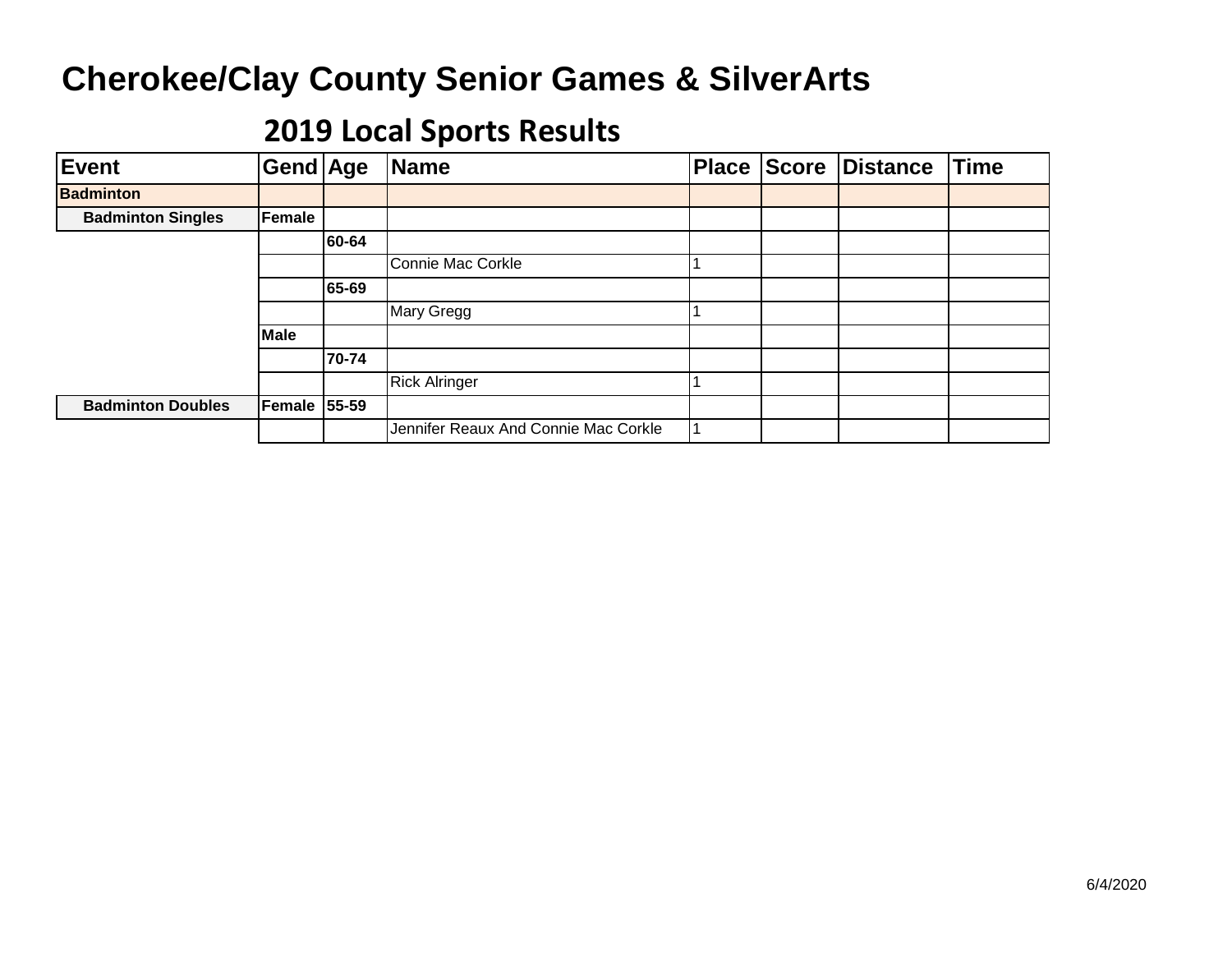# Cherokee/Clay County Senior Games & SilverArts

## 2019 Local Sports Results

| Event | Gend | Age | Name | Place | Score | Distance | Time |
|---|---|---|---|---|---|---|---|
| **Badminton** | | | | | | | |
| **Badminton Singles** | **Female** | | | | | | |
| | | **60-64** | | | | | |
| | | | Connie Mac Corkle | 1 | | | |
| | | **65-69** | | | | | |
| | | | Mary Gregg | 1 | | | |
| | **Male** | | | | | | |
| | | **70-74** | | | | | |
| | | | Rick Alringer | 1 | | | |
| **Badminton Doubles** | **Female** | **55-59** | | | | | |
| | | | Jennifer Reaux And Connie Mac Corkle | 1 | | | |

6/4/2020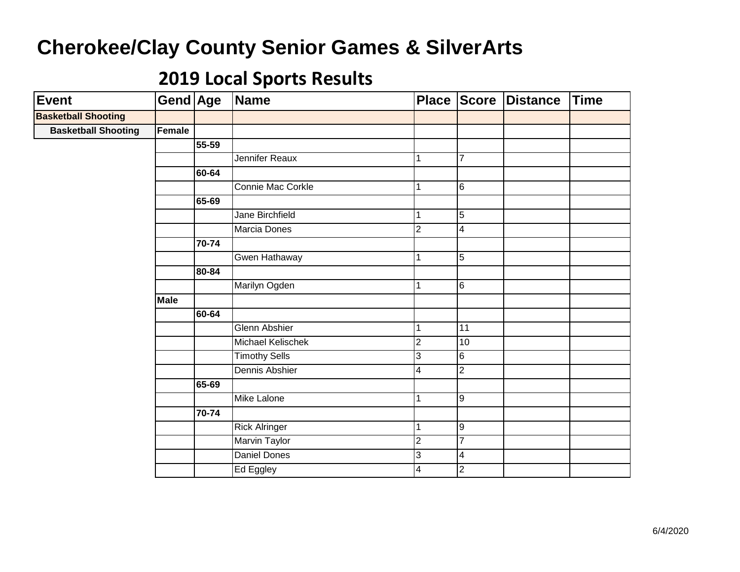# Cherokee/Clay County Senior Games & SilverArts

## 2019 Local Sports Results

| Event | Gend | Age | Name | Place | Score | Distance | Time |
|---|---|---|---|---|---|---|---|
| **Basketball Shooting** | | | | | | | |
| **Basketball Shooting** | **Female** | | | | | | |
| | | **55-59** | | | | | |
| | | | Jennifer Reaux | 1 | 7 | | |
| | | **60-64** | | | | | |
| | | | Connie Mac Corkle | 1 | 6 | | |
| | | **65-69** | | | | | |
| | | | Jane Birchfield | 1 | 5 | | |
| | | | Marcia Dones | 2 | 4 | | |
| | | **70-74** | | | | | |
| | | | Gwen Hathaway | 1 | 5 | | |
| | | **80-84** | | | | | |
| | | | Marilyn Ogden | 1 | 6 | | |
| | **Male** | | | | | | |
| | | **60-64** | | | | | |
| | | | Glenn Abshier | 1 | 11 | | |
| | | | Michael Kelischek | 2 | 10 | | |
| | | | Timothy Sells | 3 | 6 | | |
| | | | Dennis Abshier | 4 | 2 | | |
| | | **65-69** | | | | | |
| | | | Mike Lalone | 1 | 9 | | |
| | | **70-74** | | | | | |
| | | | Rick Alringer | 1 | 9 | | |
| | | | Marvin Taylor | 2 | 7 | | |
| | | | Daniel Dones | 3 | 4 | | |
| | | | Ed Eggley | 4 | 2 | | |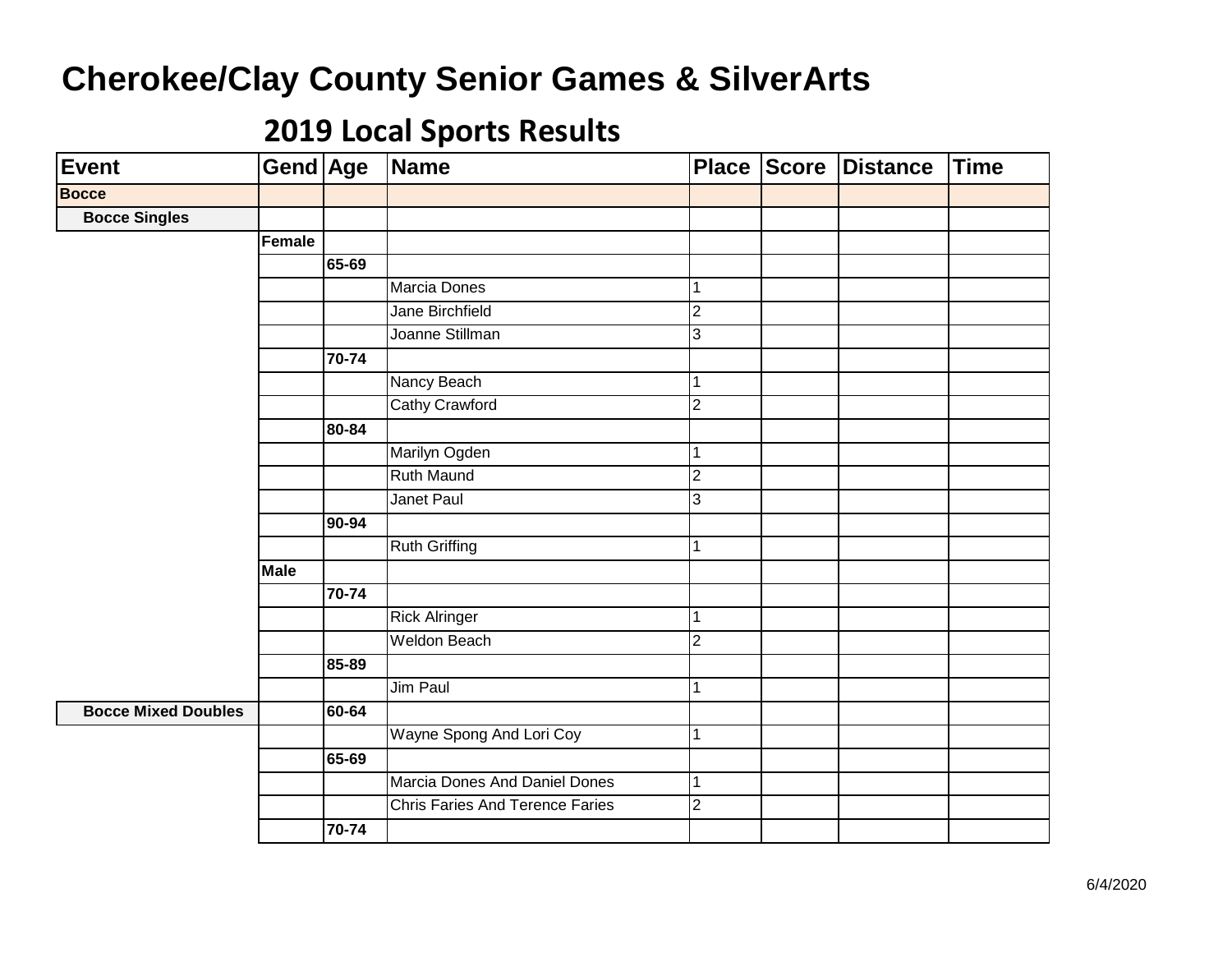# Cherokee/Clay County Senior Games & SilverArts

## 2019 Local Sports Results

| Event | Gend | Age | Name | Place | Score | Distance | Time |
|---|---|---|---|---|---|---|---|
| **Bocce** | | | | | | | |
| **Bocce Singles** | | | | | | | |
| | **Female** | | | | | | |
| | | **65-69** | | | | | |
| | | | Marcia Dones | 1 | | | |
| | | | Jane Birchfield | 2 | | | |
| | | | Joanne Stillman | 3 | | | |
| | | **70-74** | | | | | |
| | | | Nancy Beach | 1 | | | |
| | | | Cathy Crawford | 2 | | | |
| | | **80-84** | | | | | |
| | | | Marilyn Ogden | 1 | | | |
| | | | Ruth Maund | 2 | | | |
| | | | Janet Paul | 3 | | | |
| | | **90-94** | | | | | |
| | | | Ruth Griffing | 1 | | | |
| | **Male** | | | | | | |
| | | **70-74** | | | | | |
| | | | Rick Alringer | 1 | | | |
| | | | Weldon Beach | 2 | | | |
| | | **85-89** | | | | | |
| | | | Jim Paul | 1 | | | |
| **Bocce Mixed Doubles** | | **60-64** | | | | | |
| | | | Wayne Spong And Lori Coy | 1 | | | |
| | | **65-69** | | | | | |
| | | | Marcia Dones And Daniel Dones | 1 | | | |
| | | | Chris Faries And Terence Faries | 2 | | | |
| | | **70-74** | | | | | |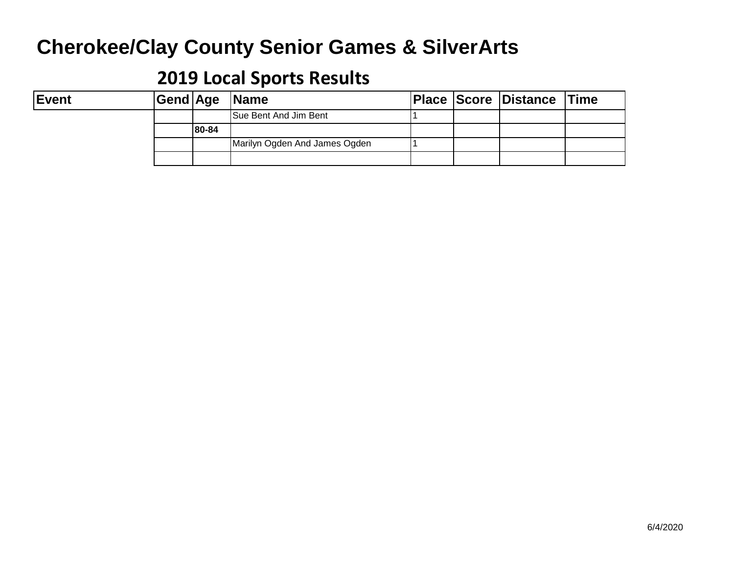# Cherokee/Clay County Senior Games & SilverArts

## 2019 Local Sports Results

| Event | Gend | Age | Name | Place | Score | Distance | Time |
|---|---|---|---|---|---|---|---|
| | | | Sue Bent And Jim Bent | 1 | | | |
| | | **80-84** | | | | | |
| | | | Marilyn Ogden And James Ogden | 1 | | | |
| | | | | | | | |

6/4/2020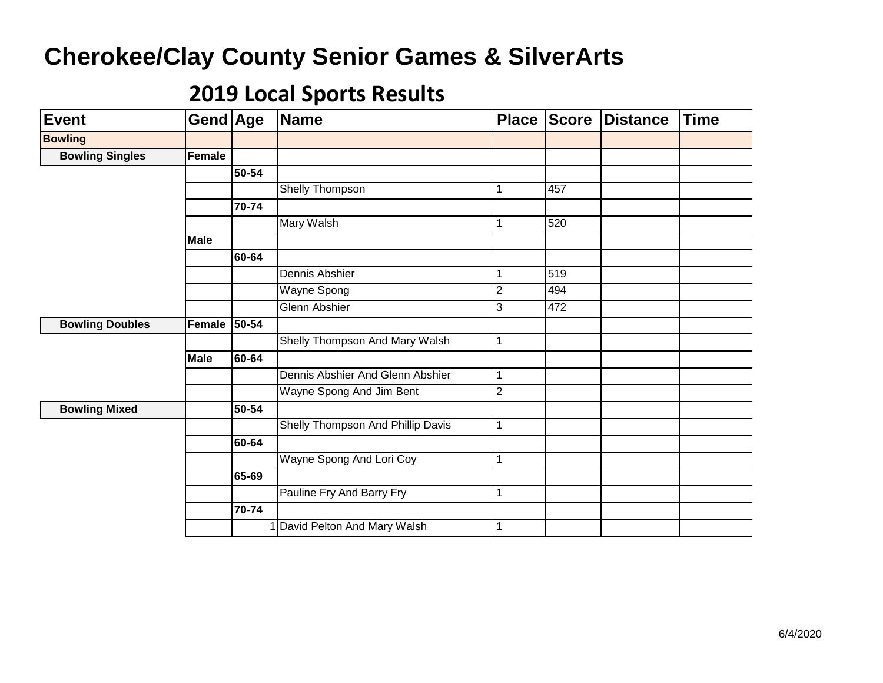# Cherokee/Clay County Senior Games & SilverArts

## 2019 Local Sports Results

| Event | Gend | Age | Name | Place | Score | Distance | Time |
|---|---|---|---|---|---|---|---|
| **Bowling** | | | | | | | |
| **Bowling Singles** | **Female** | | | | | | |
| | | **50-54** | | | | | |
| | | | Shelly Thompson | 1 | 457 | | |
| | | **70-74** | | | | | |
| | | | Mary Walsh | 1 | 520 | | |
| | **Male** | | | | | | |
| | | **60-64** | | | | | |
| | | | Dennis Abshier | 1 | 519 | | |
| | | | Wayne Spong | 2 | 494 | | |
| | | | Glenn Abshier | 3 | 472 | | |
| **Bowling Doubles** | **Female** | **50-54** | | | | | |
| | | | Shelly Thompson And Mary Walsh | 1 | | | |
| | **Male** | **60-64** | | | | | |
| | | | Dennis Abshier And Glenn Abshier | 1 | | | |
| | | | Wayne Spong And Jim Bent | 2 | | | |
| **Bowling Mixed** | | **50-54** | | | | | |
| | | | Shelly Thompson And Phillip Davis | 1 | | | |
| | | **60-64** | | | | | |
| | | | Wayne Spong And Lori Coy | 1 | | | |
| | | **65-69** | | | | | |
| | | | Pauline Fry And Barry Fry | 1 | | | |
| | | **70-74** | | | | | |
| | | 1 | David Pelton And Mary Walsh | 1 | | | |

6/4/2020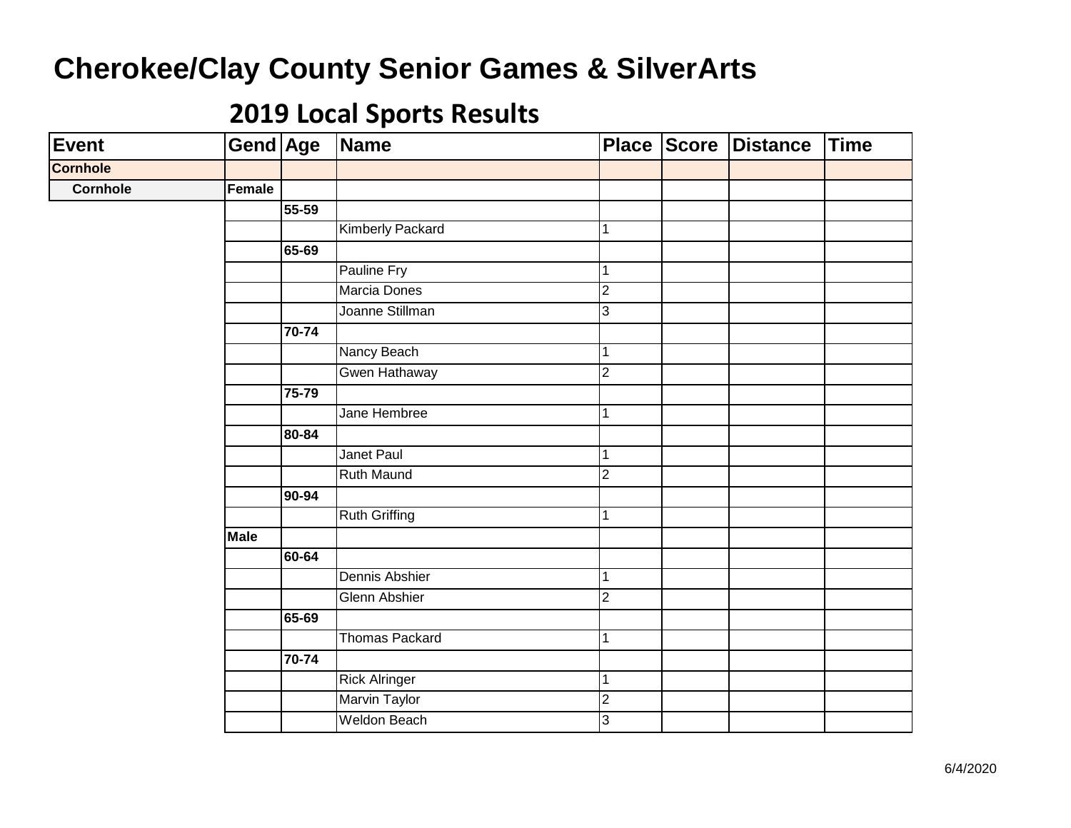# Cherokee/Clay County Senior Games & SilverArts

## 2019 Local Sports Results

| Event | Gend | Age | Name | Place | Score | Distance | Time |
|---|---|---|---|---|---|---|---|
| **Cornhole** | | | | | | | |
| **Cornhole** | **Female** | | | | | | |
| | | **55-59** | | | | | |
| | | | Kimberly Packard | 1 | | | |
| | | **65-69** | | | | | |
| | | | Pauline Fry | 1 | | | |
| | | | Marcia Dones | 2 | | | |
| | | | Joanne Stillman | 3 | | | |
| | | **70-74** | | | | | |
| | | | Nancy Beach | 1 | | | |
| | | | Gwen Hathaway | 2 | | | |
| | | **75-79** | | | | | |
| | | | Jane Hembree | 1 | | | |
| | | **80-84** | | | | | |
| | | | Janet Paul | 1 | | | |
| | | | Ruth Maund | 2 | | | |
| | | **90-94** | | | | | |
| | | | Ruth Griffing | 1 | | | |
| | **Male** | | | | | | |
| | | **60-64** | | | | | |
| | | | Dennis Abshier | 1 | | | |
| | | | Glenn Abshier | 2 | | | |
| | | **65-69** | | | | | |
| | | | Thomas Packard | 1 | | | |
| | | **70-74** | | | | | |
| | | | Rick Alringer | 1 | | | |
| | | | Marvin Taylor | 2 | | | |
| | | | Weldon Beach | 3 | | | |

6/4/2020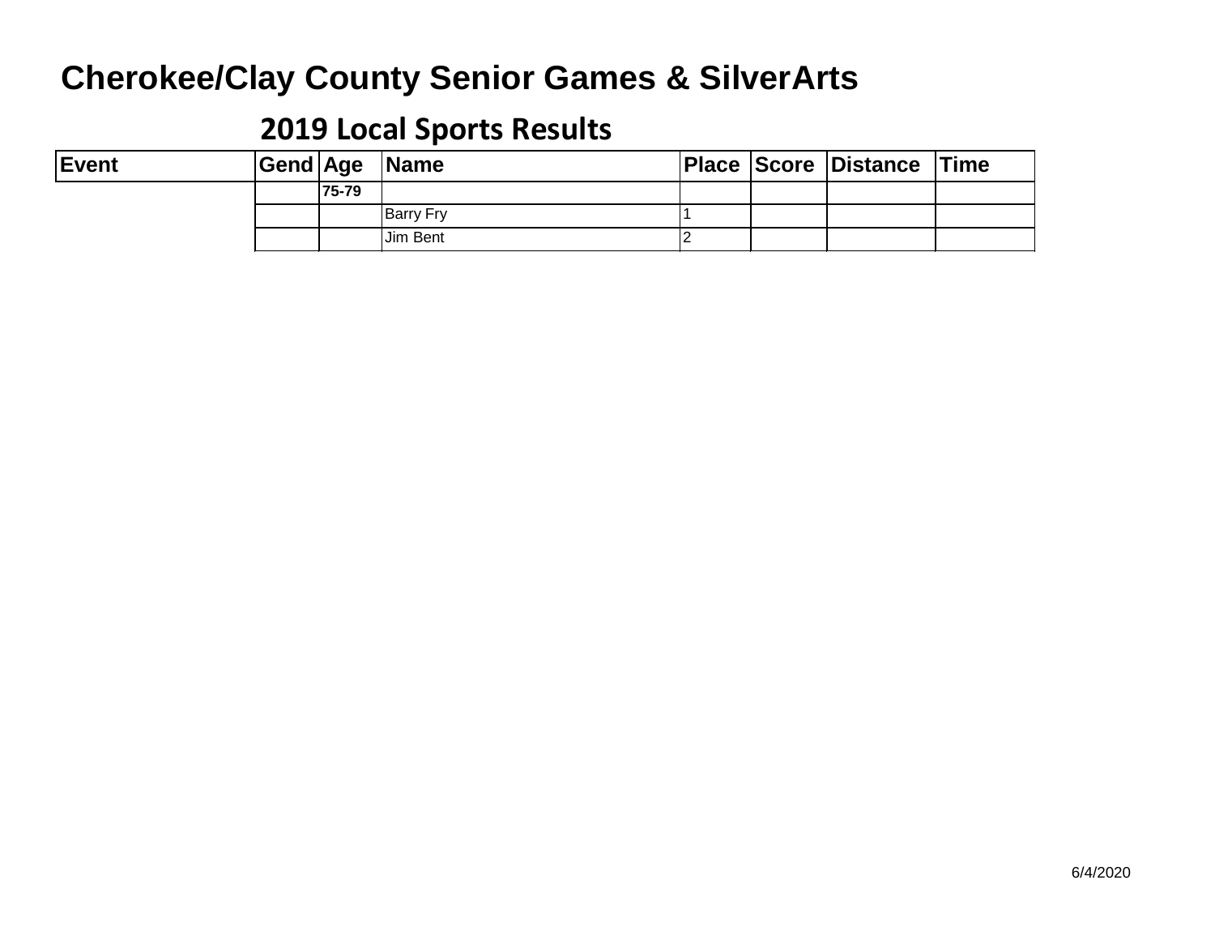# Cherokee/Clay County Senior Games & SilverArts

## 2019 Local Sports Results

| Event | Gend | Age | Name | Place | Score | Distance | Time |
|---|---|---|---|---|---|---|---|
| | | **75-79** | | | | | |
| | | | Barry Fry | 1 | | | |
| | | | Jim Bent | 2 | | | |

6/4/2020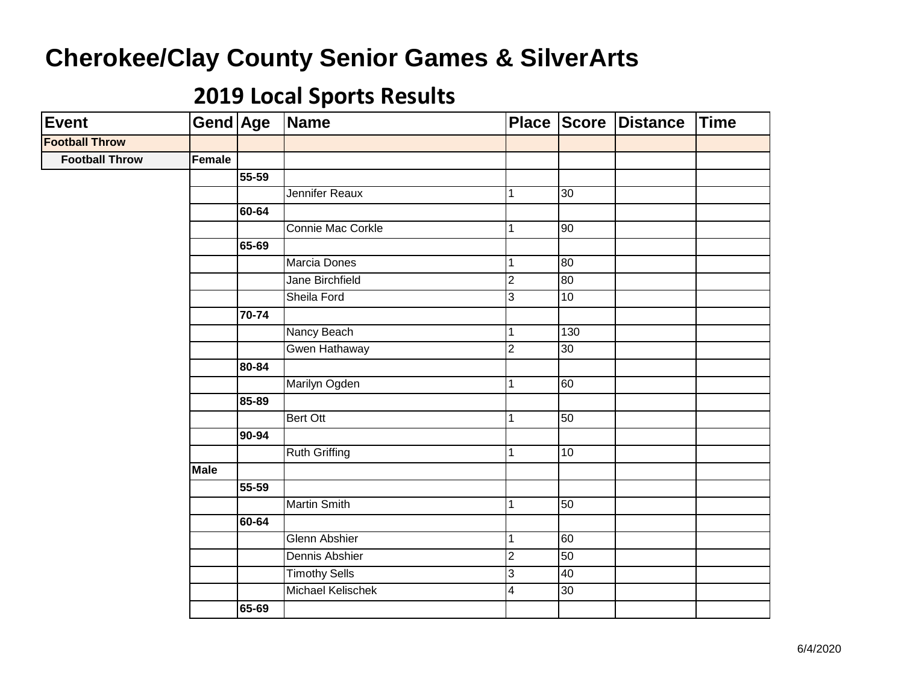# Cherokee/Clay County Senior Games & SilverArts

## 2019 Local Sports Results

| Event | Gend | Age | Name | Place | Score | Distance | Time |
|---|---|---|---|---|---|---|---|
| **Football Throw** | | | | | | | |
| **Football Throw** | **Female** | | | | | | |
| | | **55-59** | | | | | |
| | | | Jennifer Reaux | 1 | 30 | | |
| | | **60-64** | | | | | |
| | | | Connie Mac Corkle | 1 | 90 | | |
| | | **65-69** | | | | | |
| | | | Marcia Dones | 1 | 80 | | |
| | | | Jane Birchfield | 2 | 80 | | |
| | | | Sheila Ford | 3 | 10 | | |
| | | **70-74** | | | | | |
| | | | Nancy Beach | 1 | 130 | | |
| | | | Gwen Hathaway | 2 | 30 | | |
| | | **80-84** | | | | | |
| | | | Marilyn Ogden | 1 | 60 | | |
| | | **85-89** | | | | | |
| | | | Bert Ott | 1 | 50 | | |
| | | **90-94** | | | | | |
| | | | Ruth Griffing | 1 | 10 | | |
| | **Male** | | | | | | |
| | | **55-59** | | | | | |
| | | | Martin Smith | 1 | 50 | | |
| | | **60-64** | | | | | |
| | | | Glenn Abshier | 1 | 60 | | |
| | | | Dennis Abshier | 2 | 50 | | |
| | | | Timothy Sells | 3 | 40 | | |
| | | | Michael Kelischek | 4 | 30 | | |
| | | **65-69** | | | | | |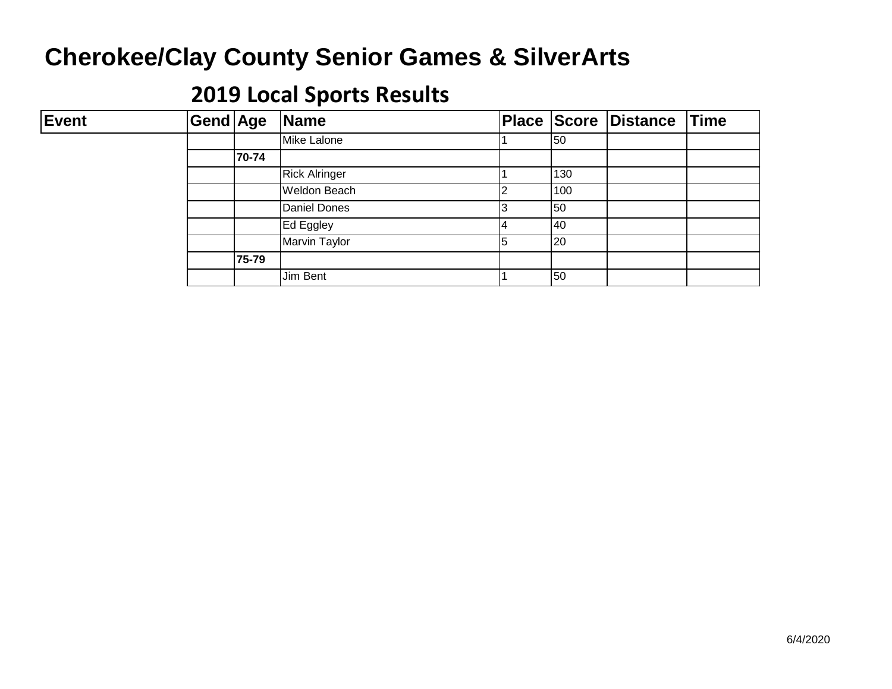# Cherokee/Clay County Senior Games & SilverArts

## 2019 Local Sports Results

| Event | Gend | Age | Name | Place | Score | Distance | Time |
|---|---|---|---|---|---|---|---|
| | | | Mike Lalone | 1 | 50 | | |
| | | **70-74** | | | | | |
| | | | Rick Alringer | 1 | 130 | | |
| | | | Weldon Beach | 2 | 100 | | |
| | | | Daniel Dones | 3 | 50 | | |
| | | | Ed Eggley | 4 | 40 | | |
| | | | Marvin Taylor | 5 | 20 | | |
| | | **75-79** | | | | | |
| | | | Jim Bent | 1 | 50 | | |

6/4/2020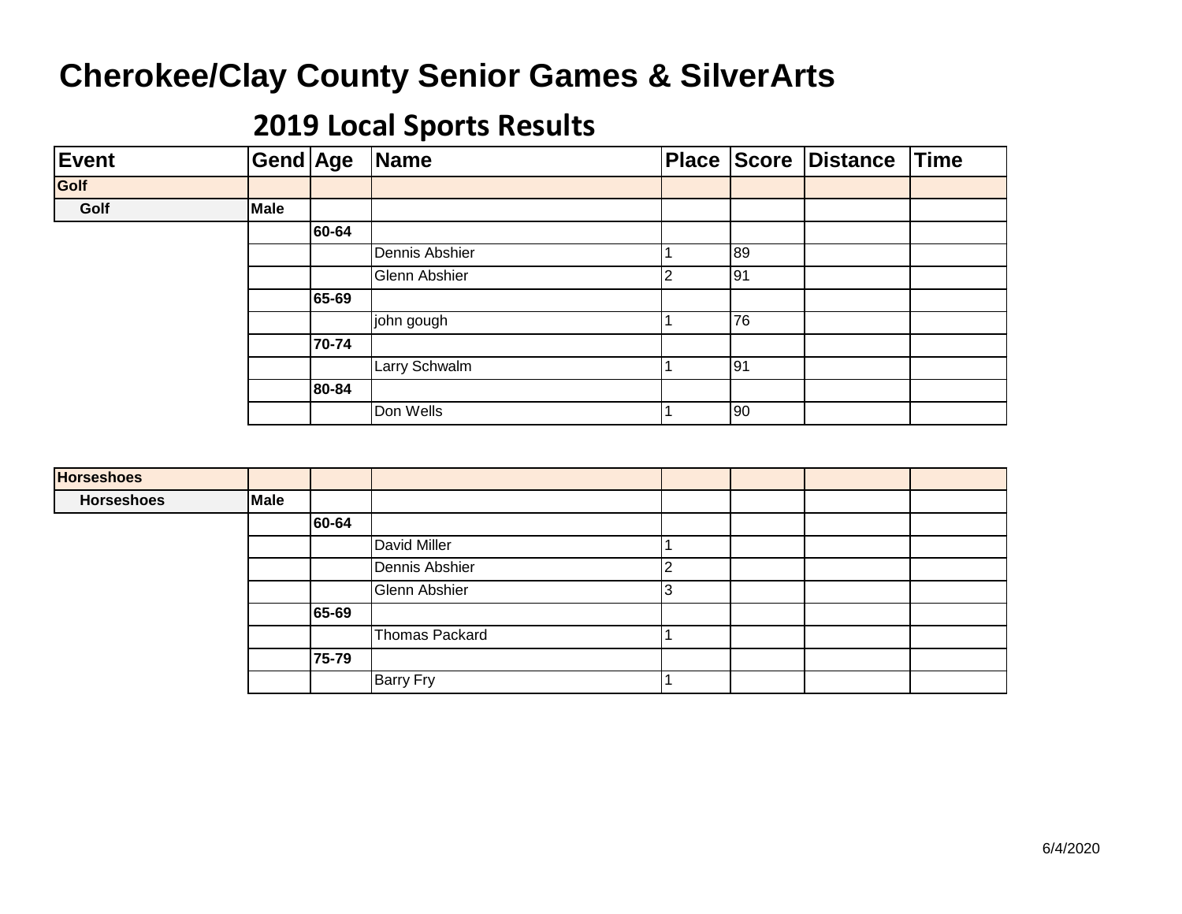# Cherokee/Clay County Senior Games & SilverArts

## 2019 Local Sports Results

| Event | Gend | Age | Name | Place | Score | Distance | Time |
|---|---|---|---|---|---|---|---|
| **Golf** | | | | | | | |
| **Golf** | **Male** | | | | | | |
| | | **60-64** | | | | | |
| | | | Dennis Abshier | 1 | 89 | | |
| | | | Glenn Abshier | 2 | 91 | | |
| | | **65-69** | | | | | |
| | | | john gough | 1 | 76 | | |
| | | **70-74** | | | | | |
| | | | Larry Schwalm | 1 | 91 | | |
| | | **80-84** | | | | | |
| | | | Don Wells | 1 | 90 | | |
| **Horseshoes** | | | | | | | |
| **Horseshoes** | **Male** | | | | | | |
| | | **60-64** | | | | | |
| | | | David Miller | 1 | | | |
| | | | Dennis Abshier | 2 | | | |
| | | | Glenn Abshier | 3 | | | |
| | | **65-69** | | | | | |
| | | | Thomas Packard | 1 | | | |
| | | **75-79** | | | | | |
| | | | Barry Fry | 1 | | | |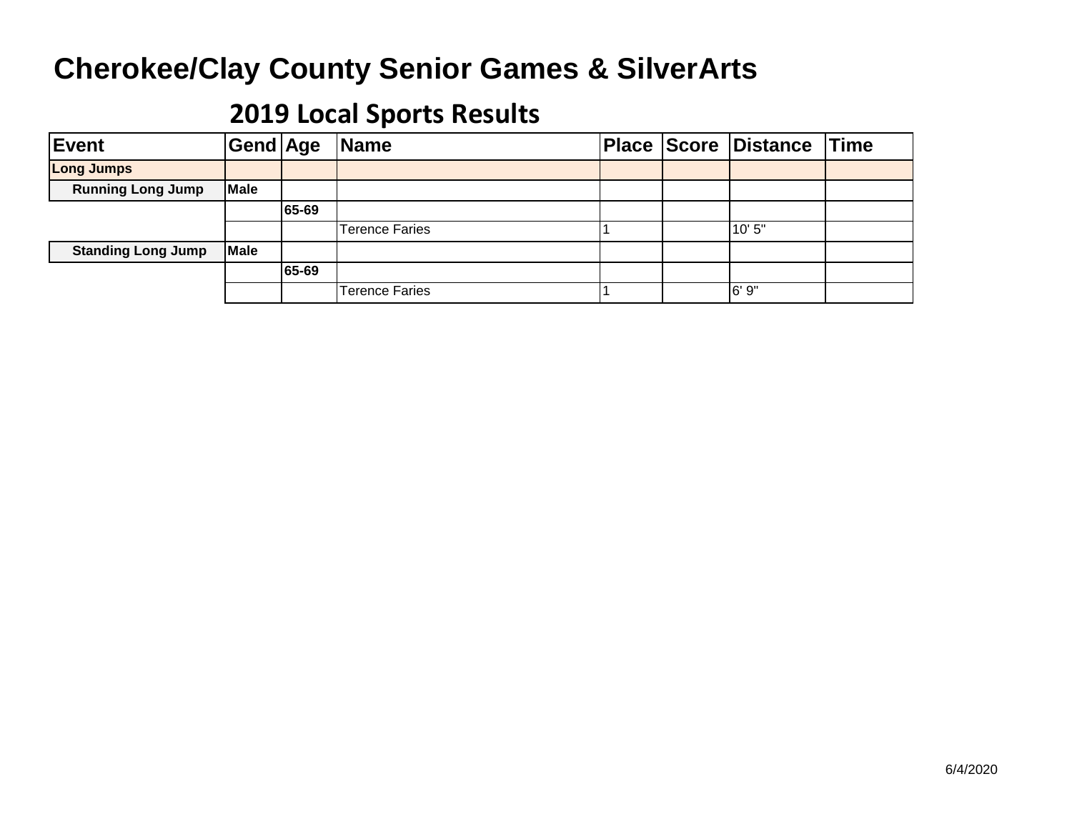# Cherokee/Clay County Senior Games & SilverArts

## 2019 Local Sports Results

| Event | Gend | Age | Name | Place | Score | Distance | Time |
|---|---|---|---|---|---|---|---|
| **Long Jumps** | | | | | | | |
| **Running Long Jump** | **Male** | | | | | | |
| | | **65-69** | | | | | |
| | | | Terence Faries | 1 | | 10' 5" | |
| **Standing Long Jump** | **Male** | | | | | | |
| | | **65-69** | | | | | |
| | | | Terence Faries | 1 | | 6' 9" | |

6/4/2020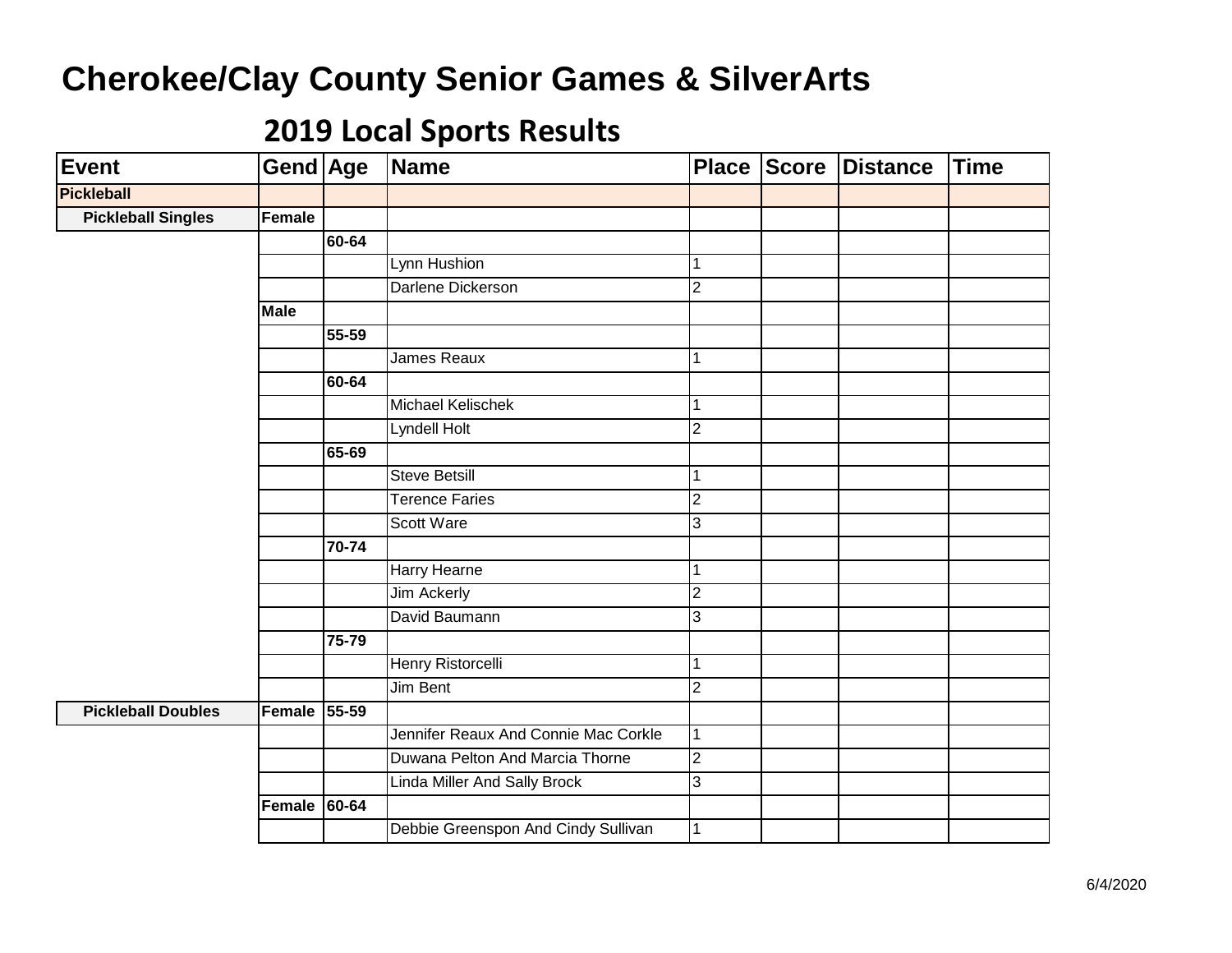# Cherokee/Clay County Senior Games & SilverArts

## 2019 Local Sports Results

| Event | Gend | Age | Name | Place | Score | Distance | Time |
|---|---|---|---|---|---|---|---|
| **Pickleball** | | | | | | | |
| **Pickleball Singles** | **Female** | | | | | | |
| | | **60-64** | | | | | |
| | | | Lynn Hushion | 1 | | | |
| | | | Darlene Dickerson | 2 | | | |
| | **Male** | | | | | | |
| | | **55-59** | | | | | |
| | | | James Reaux | 1 | | | |
| | | **60-64** | | | | | |
| | | | Michael Kelischek | 1 | | | |
| | | | Lyndell Holt | 2 | | | |
| | | **65-69** | | | | | |
| | | | Steve Betsill | 1 | | | |
| | | | Terence Faries | 2 | | | |
| | | | Scott Ware | 3 | | | |
| | | **70-74** | | | | | |
| | | | Harry Hearne | 1 | | | |
| | | | Jim Ackerly | 2 | | | |
| | | | David Baumann | 3 | | | |
| | | **75-79** | | | | | |
| | | | Henry Ristorcelli | 1 | | | |
| | | | Jim Bent | 2 | | | |
| **Pickleball Doubles** | **Female** | **55-59** | | | | | |
| | | | Jennifer Reaux And Connie Mac Corkle | 1 | | | |
| | | | Duwana Pelton And Marcia Thorne | 2 | | | |
| | | | Linda Miller And Sally Brock | 3 | | | |
| | **Female** | **60-64** | | | | | |
| | | | Debbie Greenspon And Cindy Sullivan | 1 | | | |

6/4/2020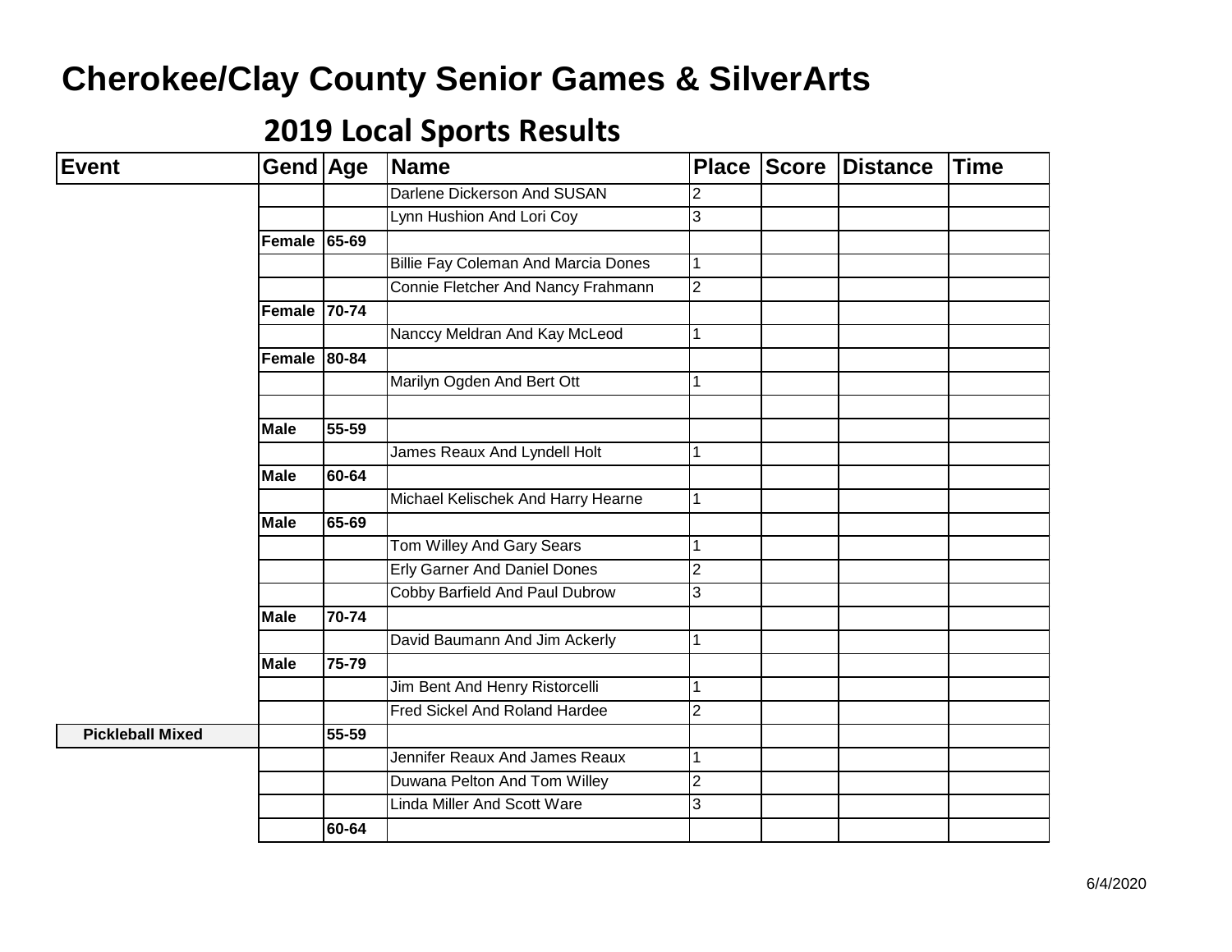# Cherokee/Clay County Senior Games & SilverArts

## 2019 Local Sports Results

| Event | Gend | Age | Name | Place | Score | Distance | Time |
|---|---|---|---|---|---|---|---|
| | | | Darlene Dickerson And SUSAN | 2 | | | |
| | | | Lynn Hushion And Lori Coy | 3 | | | |
| | **Female** | **65-69** | | | | | |
| | | | Billie Fay Coleman And Marcia Dones | 1 | | | |
| | | | Connie Fletcher And Nancy Frahmann | 2 | | | |
| | **Female** | **70-74** | | | | | |
| | | | Nanccy Meldran And Kay McLeod | 1 | | | |
| | **Female** | **80-84** | | | | | |
| | | | Marilyn Ogden And Bert Ott | 1 | | | |
| | | | | | | | |
| | **Male** | **55-59** | | | | | |
| | | | James Reaux And Lyndell Holt | 1 | | | |
| | **Male** | **60-64** | | | | | |
| | | | Michael Kelischek And Harry Hearne | 1 | | | |
| | **Male** | **65-69** | | | | | |
| | | | Tom Willey And Gary Sears | 1 | | | |
| | | | Erly Garner And Daniel Dones | 2 | | | |
| | | | Cobby Barfield And Paul Dubrow | 3 | | | |
| | **Male** | **70-74** | | | | | |
| | | | David Baumann And Jim Ackerly | 1 | | | |
| | **Male** | **75-79** | | | | | |
| | | | Jim Bent And Henry Ristorcelli | 1 | | | |
| | | | Fred Sickel And Roland Hardee | 2 | | | |
| **Pickleball Mixed** | | **55-59** | | | | | |
| | | | Jennifer Reaux And James Reaux | 1 | | | |
| | | | Duwana Pelton And Tom Willey | 2 | | | |
| | | | Linda Miller And Scott Ware | 3 | | | |
| | | **60-64** | | | | | |

6/4/2020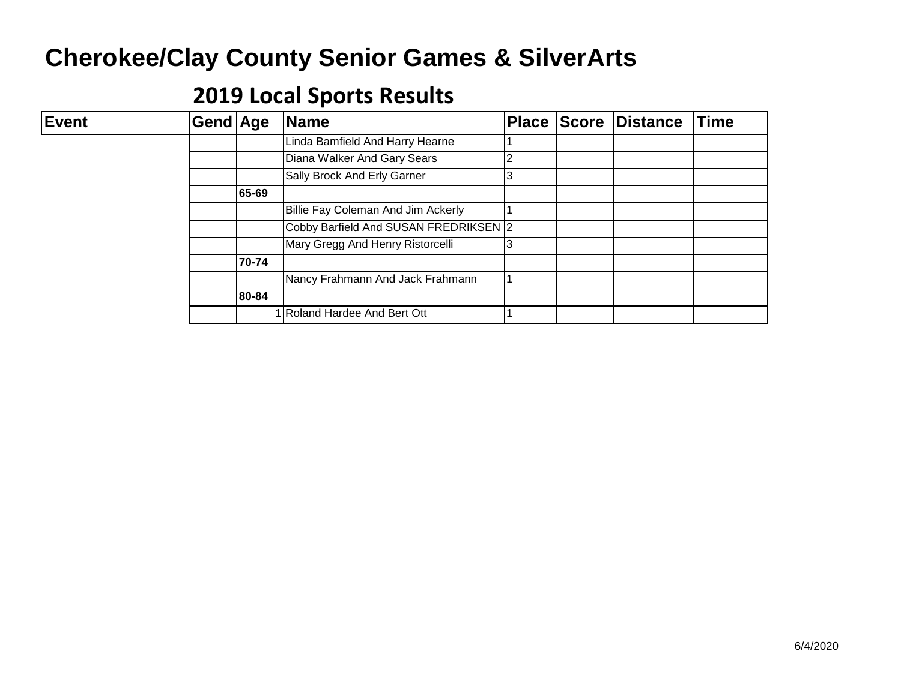# Cherokee/Clay County Senior Games & SilverArts

## 2019 Local Sports Results

| Event | Gend | Age | Name | Place | Score | Distance | Time |
|---|---|---|---|---|---|---|---|
| | | | Linda Bamfield And Harry Hearne | 1 | | | |
| | | | Diana Walker And Gary Sears | 2 | | | |
| | | | Sally Brock And Erly Garner | 3 | | | |
| | | **65-69** | | | | | |
| | | | Billie Fay Coleman And Jim Ackerly | 1 | | | |
| | | | Cobby Barfield And SUSAN FREDRIKSEN | 2 | | | |
| | | | Mary Gregg And Henry Ristorcelli | 3 | | | |
| | | **70-74** | | | | | |
| | | | Nancy Frahmann And Jack Frahmann | 1 | | | |
| | | **80-84** | | | | | |
| | | 1 | Roland Hardee And Bert Ott | 1 | | | |

6/4/2020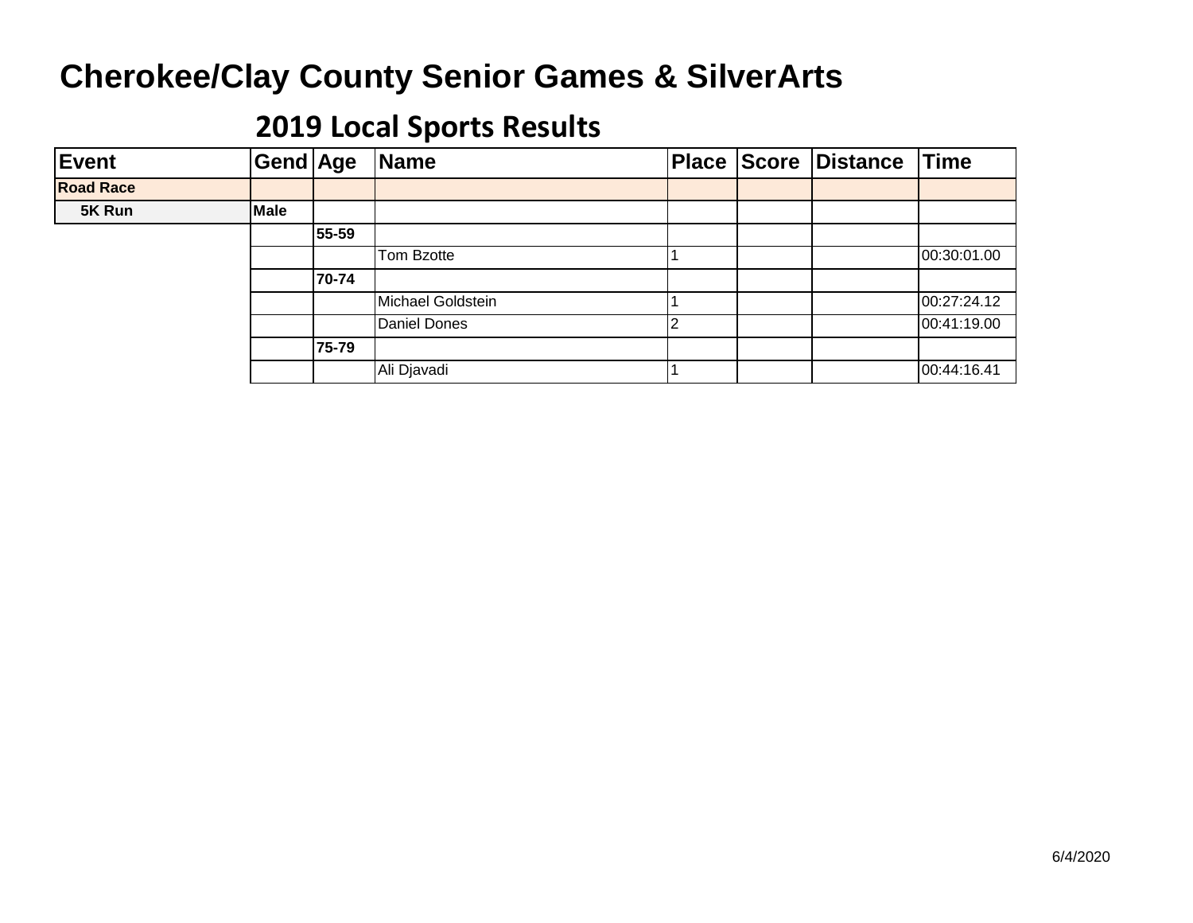# Cherokee/Clay County Senior Games & SilverArts

## 2019 Local Sports Results

| Event | Gend | Age | Name | Place | Score | Distance | Time |
|---|---|---|---|---|---|---|---|
| **Road Race** | | | | | | | |
| **5K Run** | **Male** | | | | | | |
| | | **55-59** | | | | | |
| | | | Tom Bzotte | 1 | | | 00:30:01.00 |
| | | **70-74** | | | | | |
| | | | Michael Goldstein | 1 | | | 00:27:24.12 |
| | | | Daniel Dones | 2 | | | 00:41:19.00 |
| | | **75-79** | | | | | |
| | | | Ali Djavadi | 1 | | | 00:44:16.41 |

6/4/2020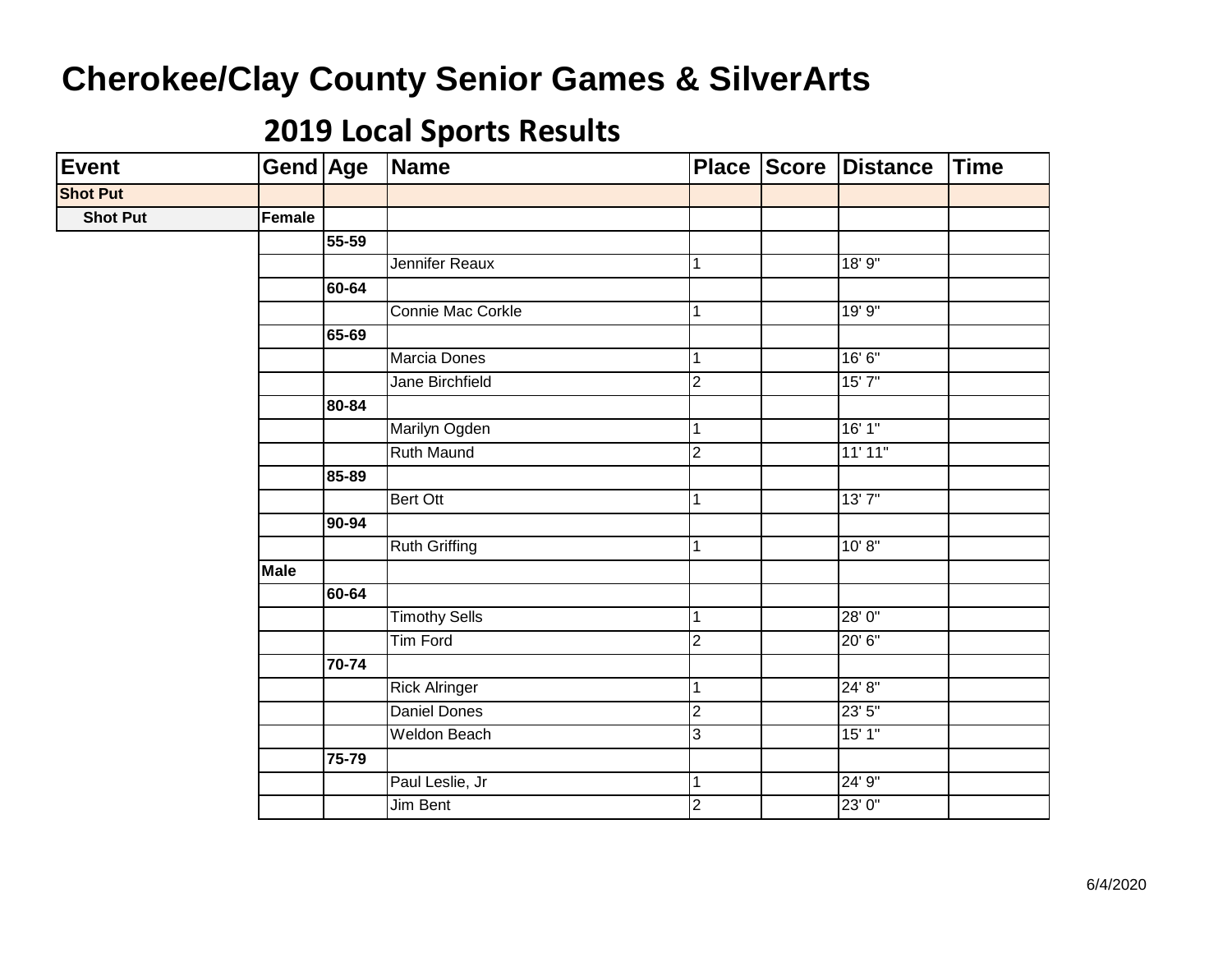# Cherokee/Clay County Senior Games & SilverArts

## 2019 Local Sports Results

| Event | Gend | Age | Name | Place | Score | Distance | Time |
|---|---|---|---|---|---|---|---|
| **Shot Put** | | | | | | | |
| **Shot Put** | **Female** | | | | | | |
| | | **55-59** | | | | | |
| | | | Jennifer Reaux | 1 | | 18' 9" | |
| | | **60-64** | | | | | |
| | | | Connie Mac Corkle | 1 | | 19' 9" | |
| | | **65-69** | | | | | |
| | | | Marcia Dones | 1 | | 16' 6" | |
| | | | Jane Birchfield | 2 | | 15' 7" | |
| | | **80-84** | | | | | |
| | | | Marilyn Ogden | 1 | | 16' 1" | |
| | | | Ruth Maund | 2 | | 11' 11" | |
| | | **85-89** | | | | | |
| | | | Bert Ott | 1 | | 13' 7" | |
| | | **90-94** | | | | | |
| | | | Ruth Griffing | 1 | | 10' 8" | |
| | **Male** | | | | | | |
| | | **60-64** | | | | | |
| | | | Timothy Sells | 1 | | 28' 0" | |
| | | | Tim Ford | 2 | | 20' 6" | |
| | | **70-74** | | | | | |
| | | | Rick Alringer | 1 | | 24' 8" | |
| | | | Daniel Dones | 2 | | 23' 5" | |
| | | | Weldon Beach | 3 | | 15' 1" | |
| | | **75-79** | | | | | |
| | | | Paul Leslie, Jr | 1 | | 24' 9" | |
| | | | Jim Bent | 2 | | 23' 0" | |

6/4/2020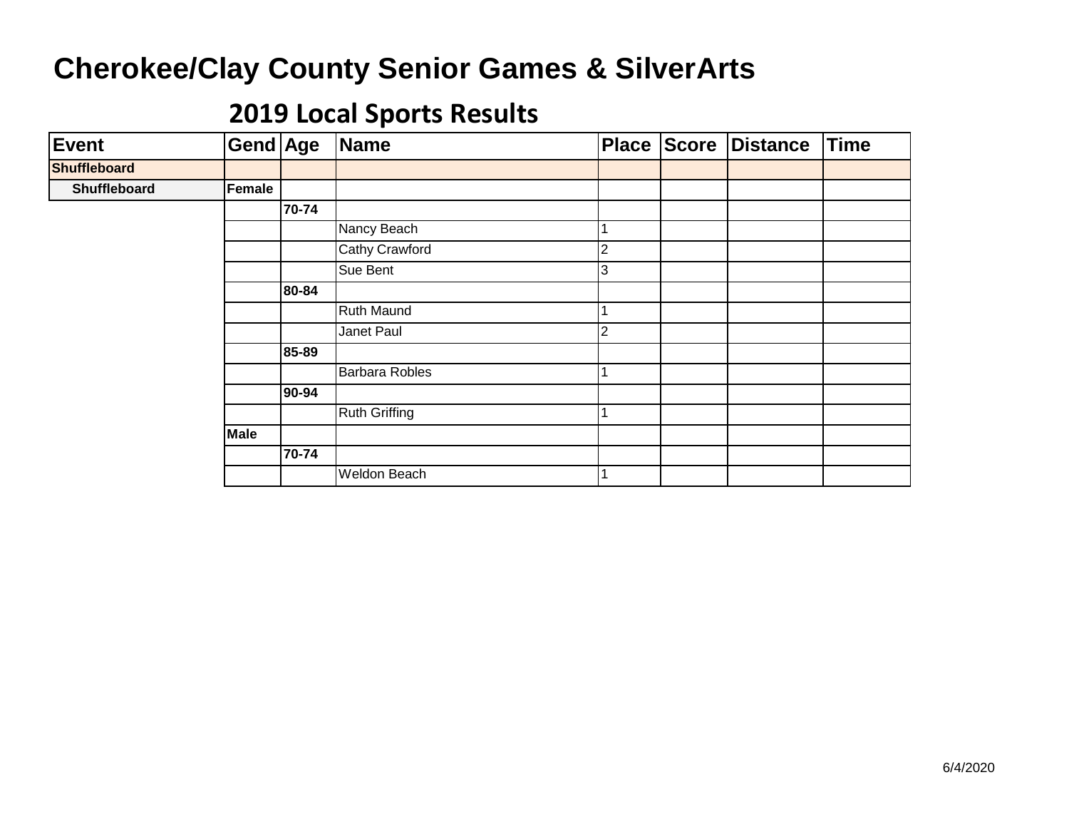# Cherokee/Clay County Senior Games & SilverArts

## 2019 Local Sports Results

| Event | Gend | Age | Name | Place | Score | Distance | Time |
|---|---|---|---|---|---|---|---|
| **Shuffleboard** | | | | | | | |
| **Shuffleboard** | **Female** | | | | | | |
| | | **70-74** | | | | | |
| | | | Nancy Beach | 1 | | | |
| | | | Cathy Crawford | 2 | | | |
| | | | Sue Bent | 3 | | | |
| | | **80-84** | | | | | |
| | | | Ruth Maund | 1 | | | |
| | | | Janet Paul | 2 | | | |
| | | **85-89** | | | | | |
| | | | Barbara Robles | 1 | | | |
| | | **90-94** | | | | | |
| | | | Ruth Griffing | 1 | | | |
| | **Male** | | | | | | |
| | | **70-74** | | | | | |
| | | | Weldon Beach | 1 | | | |

6/4/2020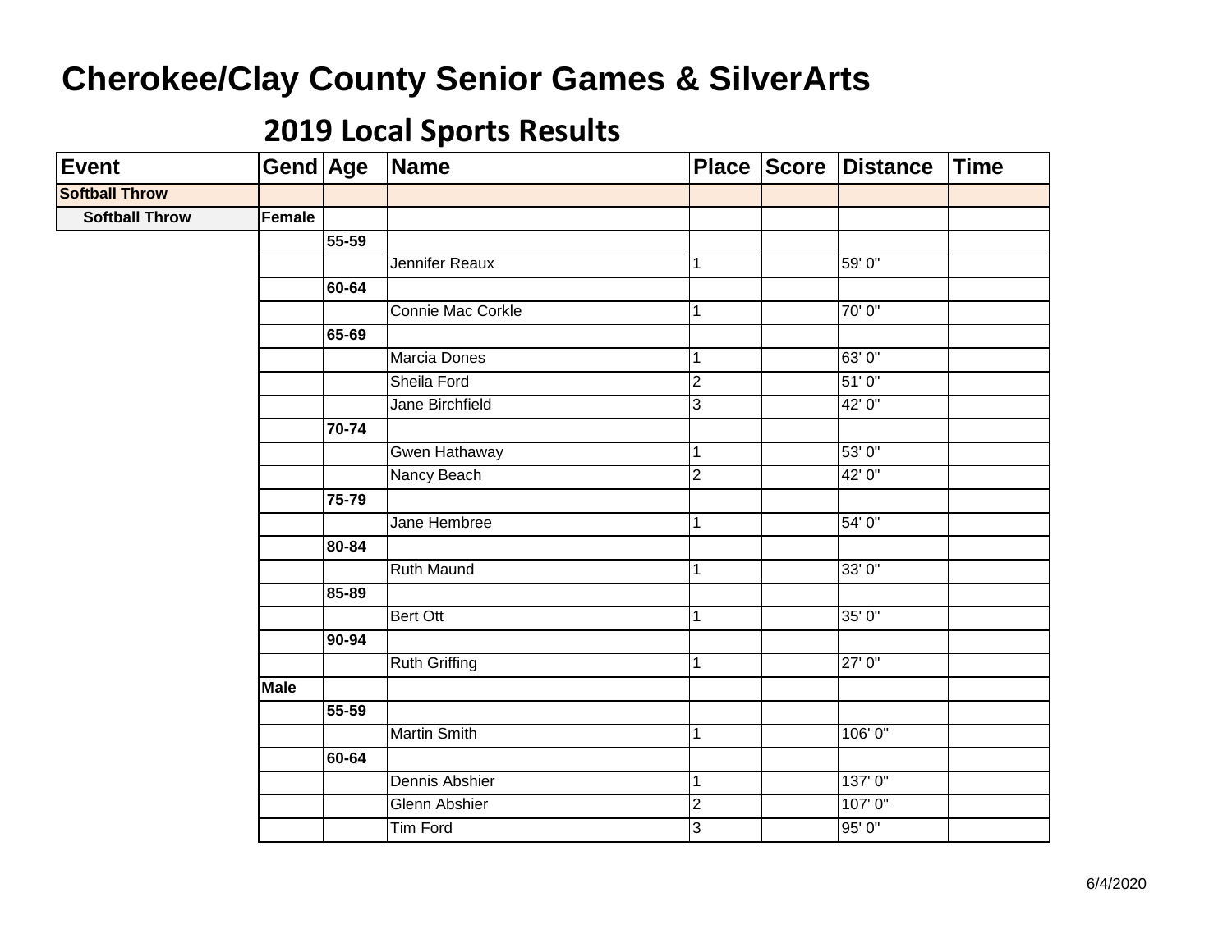# Cherokee/Clay County Senior Games & SilverArts

## 2019 Local Sports Results

| Event | Gend | Age | Name | Place | Score | Distance | Time |
|---|---|---|---|---|---|---|---|
| **Softball Throw** | | | | | | | |
| **Softball Throw** | **Female** | | | | | | |
| | | **55-59** | | | | | |
| | | | Jennifer Reaux | 1 | | 59' 0" | |
| | | **60-64** | | | | | |
| | | | Connie Mac Corkle | 1 | | 70' 0" | |
| | | **65-69** | | | | | |
| | | | Marcia Dones | 1 | | 63' 0" | |
| | | | Sheila Ford | 2 | | 51' 0" | |
| | | | Jane Birchfield | 3 | | 42' 0" | |
| | | **70-74** | | | | | |
| | | | Gwen Hathaway | 1 | | 53' 0" | |
| | | | Nancy Beach | 2 | | 42' 0" | |
| | | **75-79** | | | | | |
| | | | Jane Hembree | 1 | | 54' 0" | |
| | | **80-84** | | | | | |
| | | | Ruth Maund | 1 | | 33' 0" | |
| | | **85-89** | | | | | |
| | | | Bert Ott | 1 | | 35' 0" | |
| | | **90-94** | | | | | |
| | | | Ruth Griffing | 1 | | 27' 0" | |
| | **Male** | | | | | | |
| | | **55-59** | | | | | |
| | | | Martin Smith | 1 | | 106' 0" | |
| | | **60-64** | | | | | |
| | | | Dennis Abshier | 1 | | 137' 0" | |
| | | | Glenn Abshier | 2 | | 107' 0" | |
| | | | Tim Ford | 3 | | 95' 0" | |

6/4/2020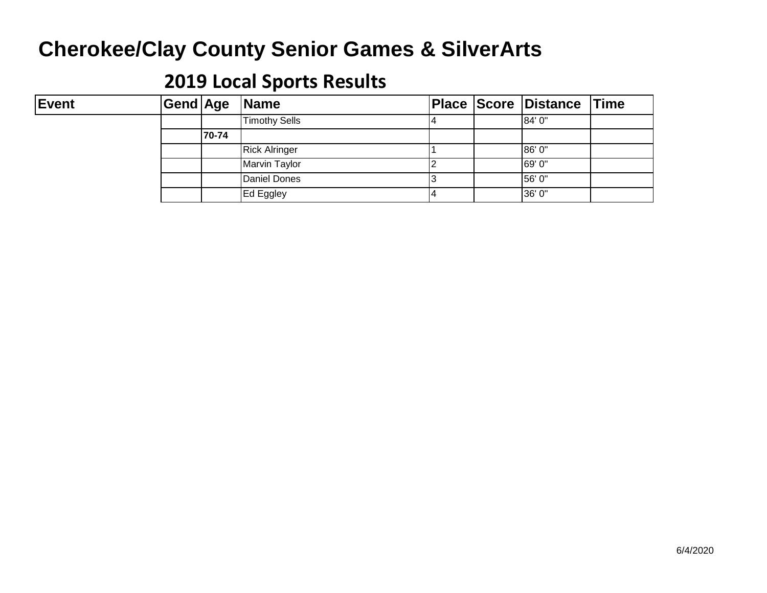# Cherokee/Clay County Senior Games & SilverArts

## 2019 Local Sports Results

| Event | Gend | Age | Name | Place | Score | Distance | Time |
|---|---|---|---|---|---|---|---|
| | | | Timothy Sells | 4 | | 84' 0" | |
| | | **70-74** | | | | | |
| | | | Rick Alringer | 1 | | 86' 0" | |
| | | | Marvin Taylor | 2 | | 69' 0" | |
| | | | Daniel Dones | 3 | | 56' 0" | |
| | | | Ed Eggley | 4 | | 36' 0" | |

6/4/2020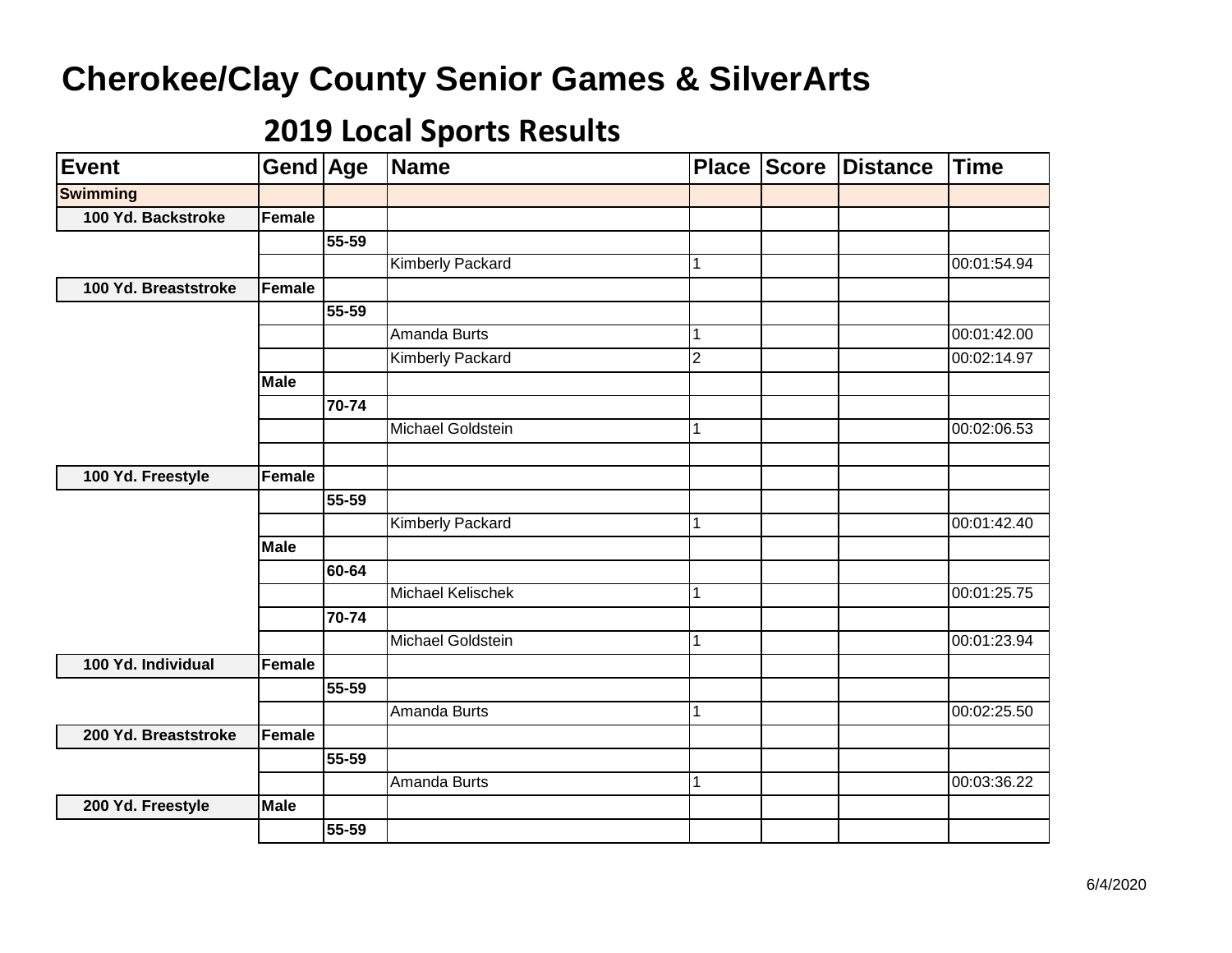# Cherokee/Clay County Senior Games & SilverArts

## 2019 Local Sports Results

| Event | Gend | Age | Name | Place | Score | Distance | Time |
|---|---|---|---|---|---|---|---|
| **Swimming** | | | | | | | |
| **100 Yd. Backstroke** | **Female** | | | | | | |
| | | **55-59** | | | | | |
| | | | Kimberly Packard | 1 | | | 00:01:54.94 |
| **100 Yd. Breaststroke** | **Female** | | | | | | |
| | | **55-59** | | | | | |
| | | | Amanda Burts | 1 | | | 00:01:42.00 |
| | | | Kimberly Packard | 2 | | | 00:02:14.97 |
| | **Male** | | | | | | |
| | | **70-74** | | | | | |
| | | | Michael Goldstein | 1 | | | 00:02:06.53 |
| | | | | | | | |
| **100 Yd. Freestyle** | **Female** | | | | | | |
| | | **55-59** | | | | | |
| | | | Kimberly Packard | 1 | | | 00:01:42.40 |
| | **Male** | | | | | | |
| | | **60-64** | | | | | |
| | | | Michael Kelischek | 1 | | | 00:01:25.75 |
| | | **70-74** | | | | | |
| | | | Michael Goldstein | 1 | | | 00:01:23.94 |
| **100 Yd. Individual** | **Female** | | | | | | |
| | | **55-59** | | | | | |
| | | | Amanda Burts | 1 | | | 00:02:25.50 |
| **200 Yd. Breaststroke** | **Female** | | | | | | |
| | | **55-59** | | | | | |
| | | | Amanda Burts | 1 | | | 00:03:36.22 |
| **200 Yd. Freestyle** | **Male** | | | | | | |
| | | **55-59** | | | | | |

6/4/2020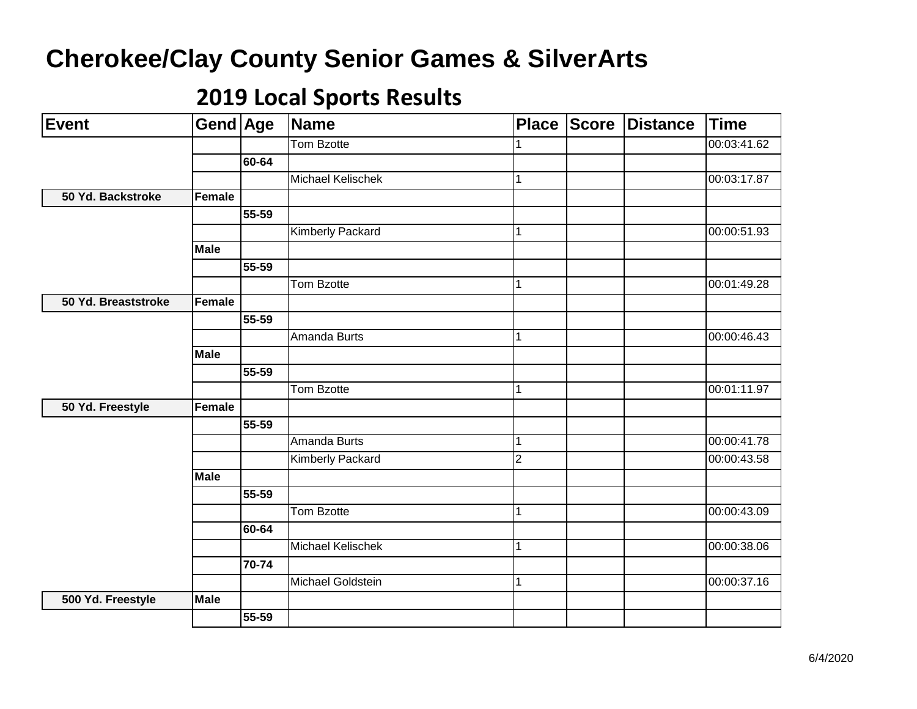# Cherokee/Clay County Senior Games & SilverArts

## 2019 Local Sports Results

| Event | Gend | Age | Name | Place | Score | Distance | Time |
|---|---|---|---|---|---|---|---|
| | | | Tom Bzotte | 1 | | | 00:03:41.62 |
| | | 60-64 | | | | | |
| | | | Michael Kelischek | 1 | | | 00:03:17.87 |
| 50 Yd. Backstroke | Female | | | | | | |
| | | 55-59 | | | | | |
| | | | Kimberly Packard | 1 | | | 00:00:51.93 |
| | Male | | | | | | |
| | | 55-59 | | | | | |
| | | | Tom Bzotte | 1 | | | 00:01:49.28 |
| 50 Yd. Breaststroke | Female | | | | | | |
| | | 55-59 | | | | | |
| | | | Amanda Burts | 1 | | | 00:00:46.43 |
| | Male | | | | | | |
| | | 55-59 | | | | | |
| | | | Tom Bzotte | 1 | | | 00:01:11.97 |
| 50 Yd. Freestyle | Female | | | | | | |
| | | 55-59 | | | | | |
| | | | Amanda Burts | 1 | | | 00:00:41.78 |
| | | | Kimberly Packard | 2 | | | 00:00:43.58 |
| | Male | | | | | | |
| | | 55-59 | | | | | |
| | | | Tom Bzotte | 1 | | | 00:00:43.09 |
| | | 60-64 | | | | | |
| | | | Michael Kelischek | 1 | | | 00:00:38.06 |
| | | 70-74 | | | | | |
| | | | Michael Goldstein | 1 | | | 00:00:37.16 |
| 500 Yd. Freestyle | Male | | | | | | |
| | | 55-59 | | | | | |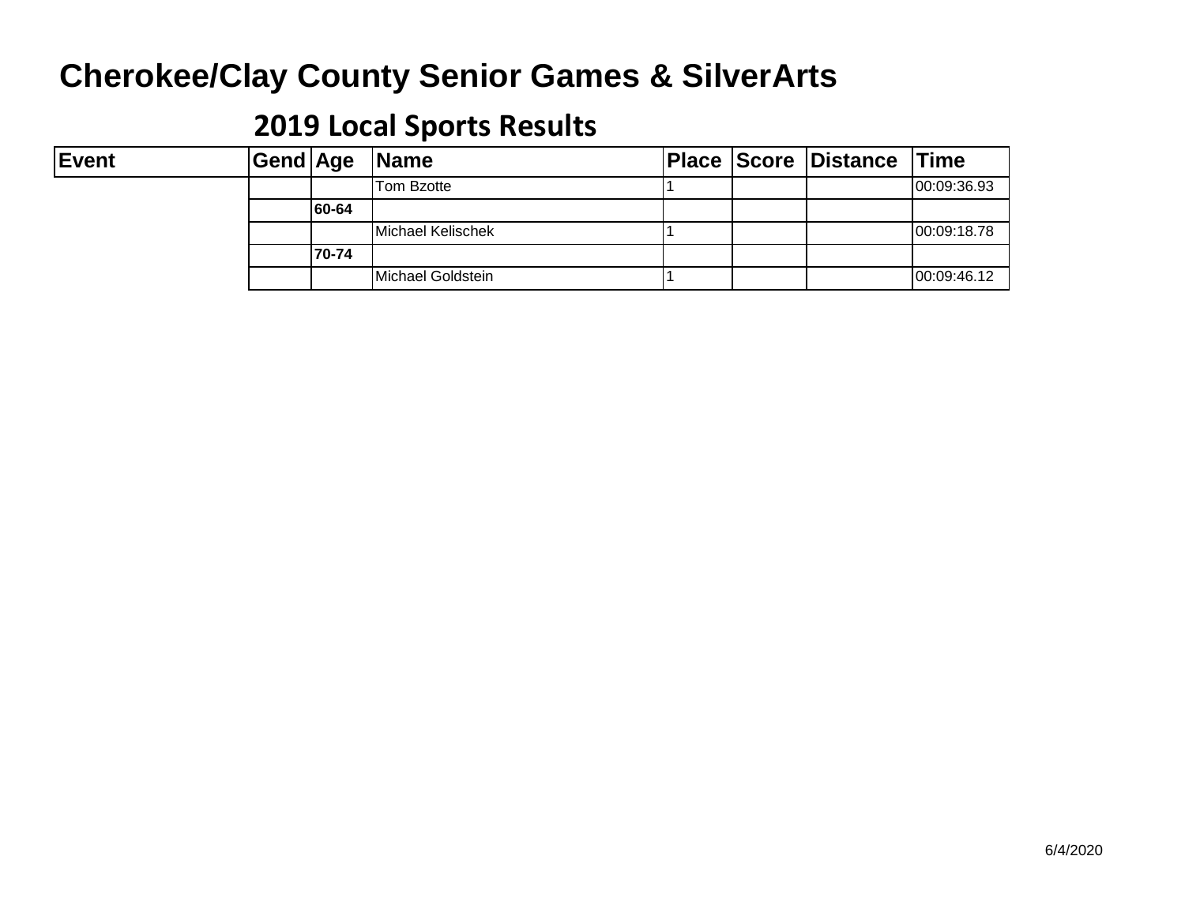# Cherokee/Clay County Senior Games & SilverArts

## 2019 Local Sports Results

| Event | Gend | Age | Name | Place | Score | Distance | Time |
|---|---|---|---|---|---|---|---|
| | | | Tom Bzotte | 1 | | | 00:09:36.93 |
| | | **60-64** | | | | | |
| | | | Michael Kelischek | 1 | | | 00:09:18.78 |
| | | **70-74** | | | | | |
| | | | Michael Goldstein | 1 | | | 00:09:46.12 |

6/4/2020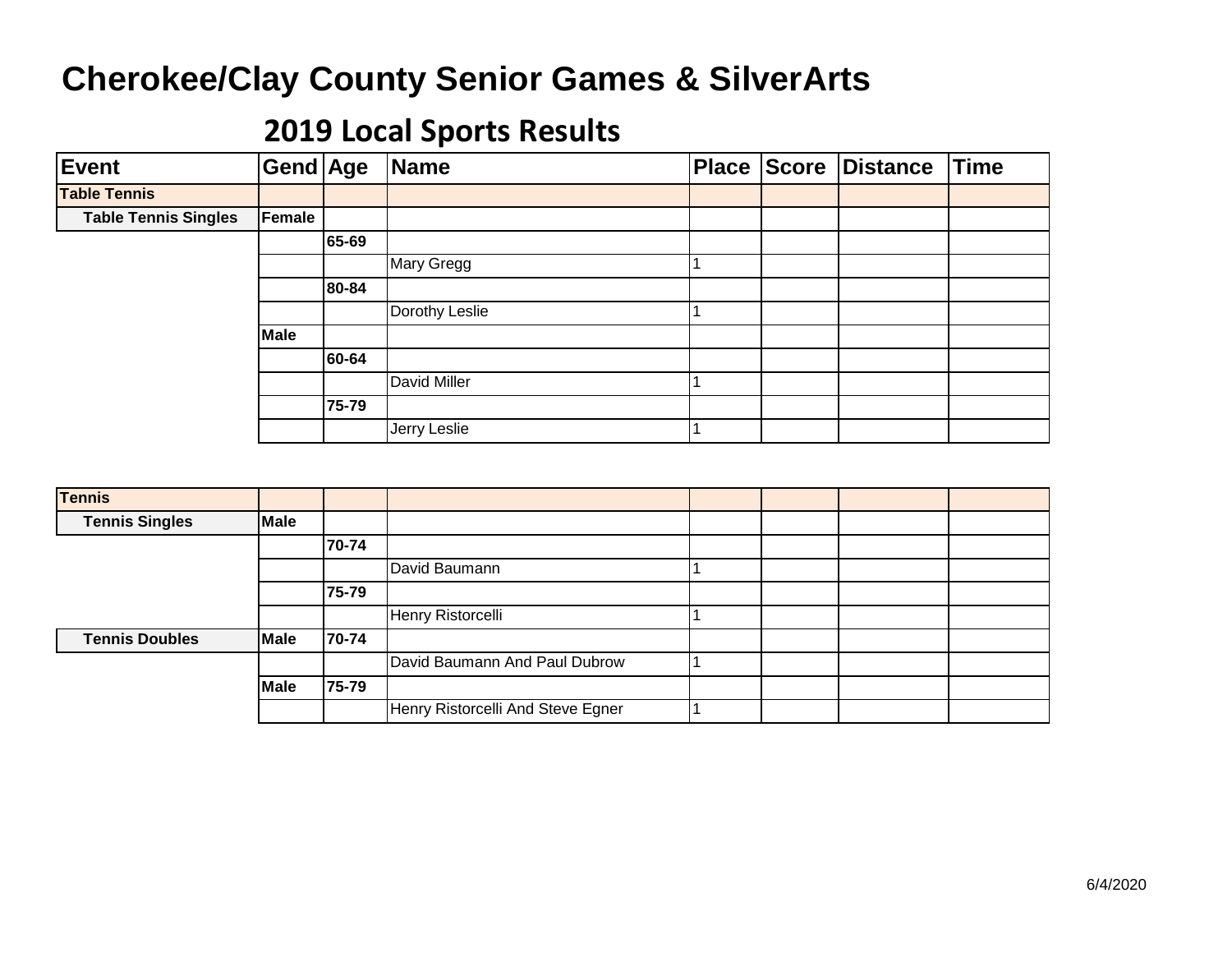# Cherokee/Clay County Senior Games & SilverArts

## 2019 Local Sports Results

| Event | Gend | Age | Name | Place | Score | Distance | Time |
|---|---|---|---|---|---|---|---|
| **Table Tennis** | | | | | | | |
| **Table Tennis Singles** | **Female** | | | | | | |
| | | **65-69** | | | | | |
| | | | Mary Gregg | 1 | | | |
| | | **80-84** | | | | | |
| | | | Dorothy Leslie | 1 | | | |
| | **Male** | | | | | | |
| | | **60-64** | | | | | |
| | | | David Miller | 1 | | | |
| | | **75-79** | | | | | |
| | | | Jerry Leslie | 1 | | | |

| Event | Gend | Age | Name | Place | Score | Distance | Time |
|---|---|---|---|---|---|---|---|
| **Tennis** | | | | | | | |
| **Tennis Singles** | **Male** | | | | | | |
| | | **70-74** | | | | | |
| | | | David Baumann | 1 | | | |
| | | **75-79** | | | | | |
| | | | Henry Ristorcelli | 1 | | | |
| **Tennis Doubles** | **Male** | **70-74** | | | | | |
| | | | David Baumann And Paul Dubrow | 1 | | | |
| | **Male** | **75-79** | | | | | |
| | | | Henry Ristorcelli And Steve Egner | 1 | | | |

6/4/2020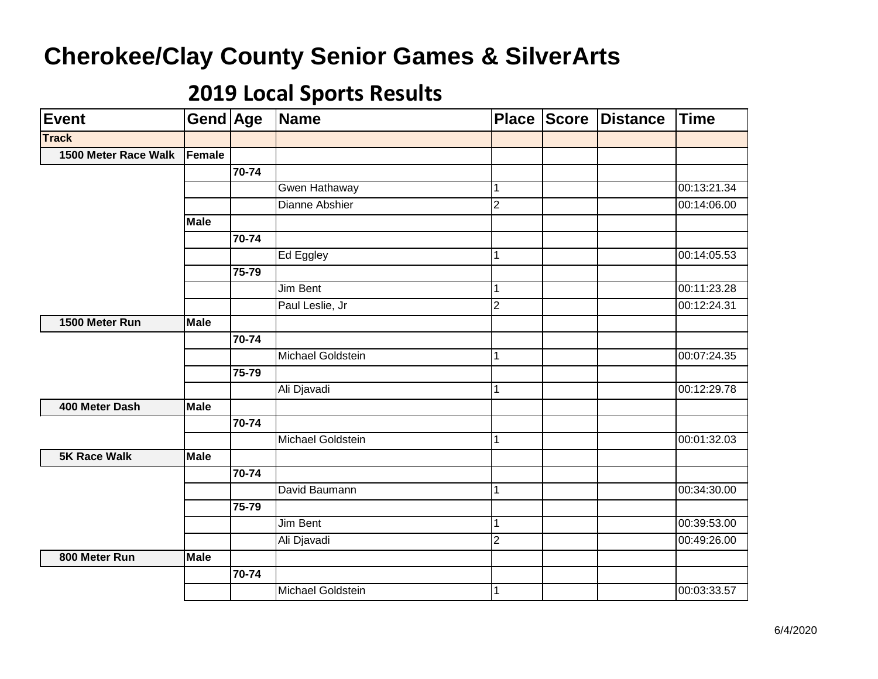# Cherokee/Clay County Senior Games & SilverArts

## 2019 Local Sports Results

| Event | Gend | Age | Name | Place | Score | Distance | Time |
|---|---|---|---|---|---|---|---|
| **Track** | | | | | | | |
| **1500 Meter Race Walk** | **Female** | | | | | | |
| | | **70-74** | | | | | |
| | | | Gwen Hathaway | 1 | | | 00:13:21.34 |
| | | | Dianne Abshier | 2 | | | 00:14:06.00 |
| | **Male** | | | | | | |
| | | **70-74** | | | | | |
| | | | Ed Eggley | 1 | | | 00:14:05.53 |
| | | **75-79** | | | | | |
| | | | Jim Bent | 1 | | | 00:11:23.28 |
| | | | Paul Leslie, Jr | 2 | | | 00:12:24.31 |
| **1500 Meter Run** | **Male** | | | | | | |
| | | **70-74** | | | | | |
| | | | Michael Goldstein | 1 | | | 00:07:24.35 |
| | | **75-79** | | | | | |
| | | | Ali Djavadi | 1 | | | 00:12:29.78 |
| **400 Meter Dash** | **Male** | | | | | | |
| | | **70-74** | | | | | |
| | | | Michael Goldstein | 1 | | | 00:01:32.03 |
| **5K Race Walk** | **Male** | | | | | | |
| | | **70-74** | | | | | |
| | | | David Baumann | 1 | | | 00:34:30.00 |
| | | **75-79** | | | | | |
| | | | Jim Bent | 1 | | | 00:39:53.00 |
| | | | Ali Djavadi | 2 | | | 00:49:26.00 |
| **800 Meter Run** | **Male** | | | | | | |
| | | **70-74** | | | | | |
| | | | Michael Goldstein | 1 | | | 00:03:33.57 |

6/4/2020